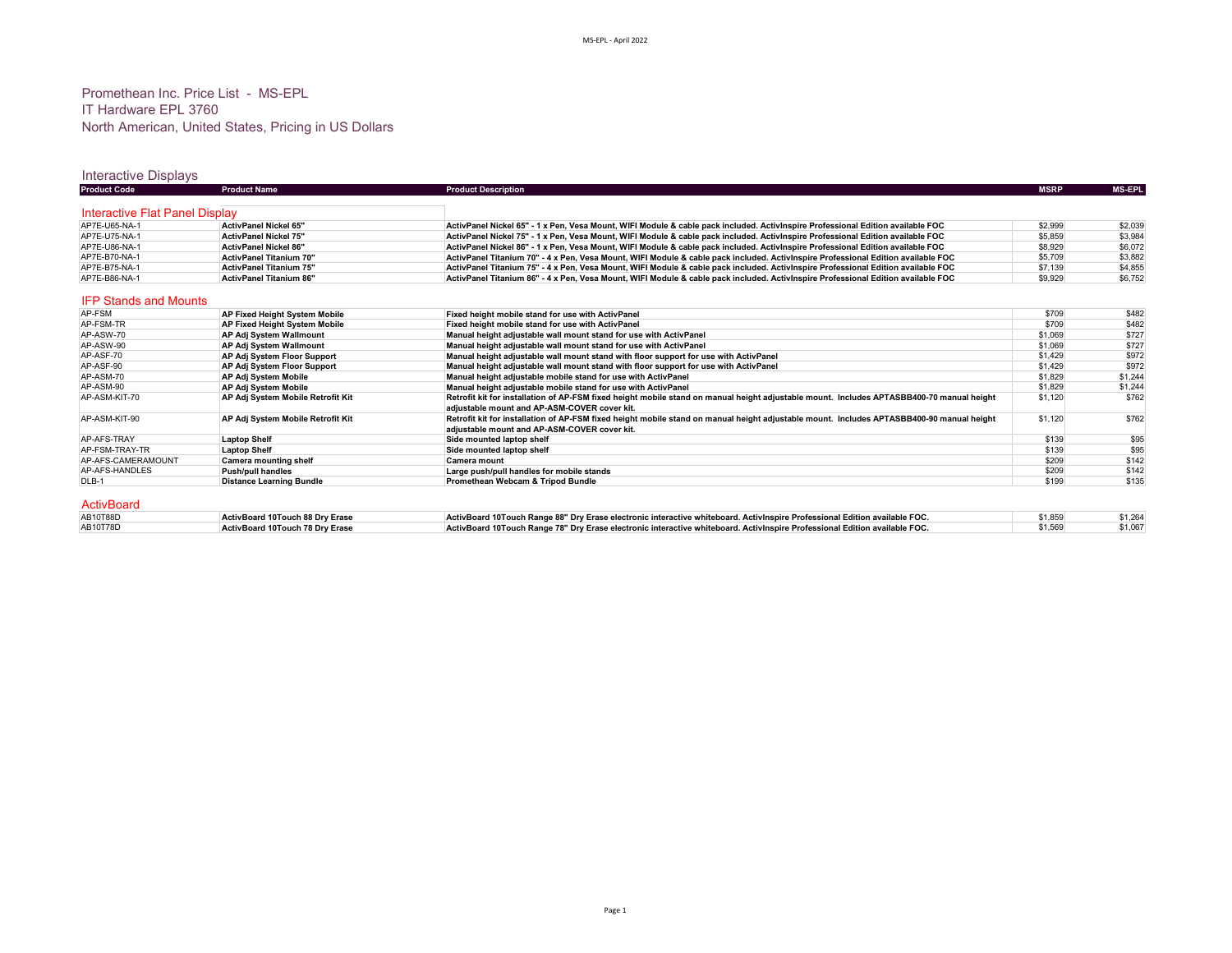# Promethean Inc. Price List - MS-EPL
## IT Hardware EPL 3760
## North American, United States, Pricing in US Dollars

## Interactive Displays

| Product Code | Product Name | Product Description | MSRP | MS-EPL |
|---|---|---|---|---|
| **Interactive Flat Panel Display** | | | | |
| AP7E-U65-NA-1 | **ActivPanel Nickel 65"** | **ActivPanel Nickel 65" - 1 x Pen, Vesa Mount, WIFI Module & cable pack included. ActivInspire Professional Edition available FOC** | $2,999 | $2,039 |
| AP7E-U75-NA-1 | **ActivPanel Nickel 75"** | **ActivPanel Nickel 75" - 1 x Pen, Vesa Mount, WIFI Module & cable pack included. ActivInspire Professional Edition available FOC** | $5,859 | $3,984 |
| AP7E-U86-NA-1 | **ActivPanel Nickel 86"** | **ActivPanel Nickel 86" - 1 x Pen, Vesa Mount, WIFI Module & cable pack included. ActivInspire Professional Edition available FOC** | $8,929 | $6,072 |
| AP7E-B70-NA-1 | **ActivPanel Titanium 70"** | **ActivPanel Titanium 70" - 4 x Pen, Vesa Mount, WIFI Module & cable pack included. ActivInspire Professional Edition available FOC** | $5,709 | $3,882 |
| AP7E-B75-NA-1 | **ActivPanel Titanium 75"** | **ActivPanel Titanium 75" - 4 x Pen, Vesa Mount, WIFI Module & cable pack included. ActivInspire Professional Edition available FOC** | $7,139 | $4,855 |
| AP7E-B86-NA-1 | **ActivPanel Titanium 86"** | **ActivPanel Titanium 86" - 4 x Pen, Vesa Mount, WIFI Module & cable pack included. ActivInspire Professional Edition available FOC** | $9,929 | $6,752 |
| **IFP Stands and Mounts** | | | | |
| AP-FSM | **AP Fixed Height System Mobile** | **Fixed height mobile stand for use with ActivPanel** | $709 | $482 |
| AP-FSM-TR | **AP Fixed Height System Mobile** | **Fixed height mobile stand for use with ActivPanel** | $709 | $482 |
| AP-ASW-70 | **AP Adj System Wallmount** | **Manual height adjustable wall mount stand for use with ActivPanel** | $1,069 | $727 |
| AP-ASW-90 | **AP Adj System Wallmount** | **Manual height adjustable wall mount stand for use with ActivPanel** | $1,069 | $727 |
| AP-ASF-70 | **AP Adj System Floor Support** | **Manual height adjustable wall mount stand with floor support for use with ActivPanel** | $1,429 | $972 |
| AP-ASF-90 | **AP Adj System Floor Support** | **Manual height adjustable wall mount stand with floor support for use with ActivPanel** | $1,429 | $972 |
| AP-ASM-70 | **AP Adj System Mobile** | **Manual height adjustable mobile stand for use with ActivPanel** | $1,829 | $1,244 |
| AP-ASM-90 | **AP Adj System Mobile** | **Manual height adjustable mobile stand for use with ActivPanel** | $1,829 | $1,244 |
| AP-ASM-KIT-70 | **AP Adj System Mobile Retrofit Kit** | **Retrofit kit for installation of AP-FSM fixed height mobile stand on manual height adjustable mount. Includes APTASBB400-70 manual height adjustable mount and AP-ASM-COVER cover kit.** | $1,120 | $762 |
| AP-ASM-KIT-90 | **AP Adj System Mobile Retrofit Kit** | **Retrofit kit for installation of AP-FSM fixed height mobile stand on manual height adjustable mount. Includes APTASBB400-90 manual height adjustable mount and AP-ASM-COVER cover kit.** | $1,120 | $762 |
| AP-AFS-TRAY | **Laptop Shelf** | **Side mounted laptop shelf** | $139 | $95 |
| AP-FSM-TRAY-TR | **Laptop Shelf** | **Side mounted laptop shelf** | $139 | $95 |
| AP-AFS-CAMERAMOUNT | **Camera mounting shelf** | **Camera mount** | $209 | $142 |
| AP-AFS-HANDLES | **Push/pull handles** | **Large push/pull handles for mobile stands** | $209 | $142 |
| DLB-1 | **Distance Learning Bundle** | **Promethean Webcam & Tripod Bundle** | $199 | $135 |
| **ActivBoard** | | | | |
| AB10T88D | **ActivBoard 10Touch 88 Dry Erase** | **ActivBoard 10Touch Range 88" Dry Erase electronic interactive whiteboard. ActivInspire Professional Edition available FOC.** | $1,859 | $1,264 |
| AB10T78D | **ActivBoard 10Touch 78 Dry Erase** | **ActivBoard 10Touch Range 78" Dry Erase electronic interactive whiteboard. ActivInspire Professional Edition available FOC.** | $1,569 | $1,067 |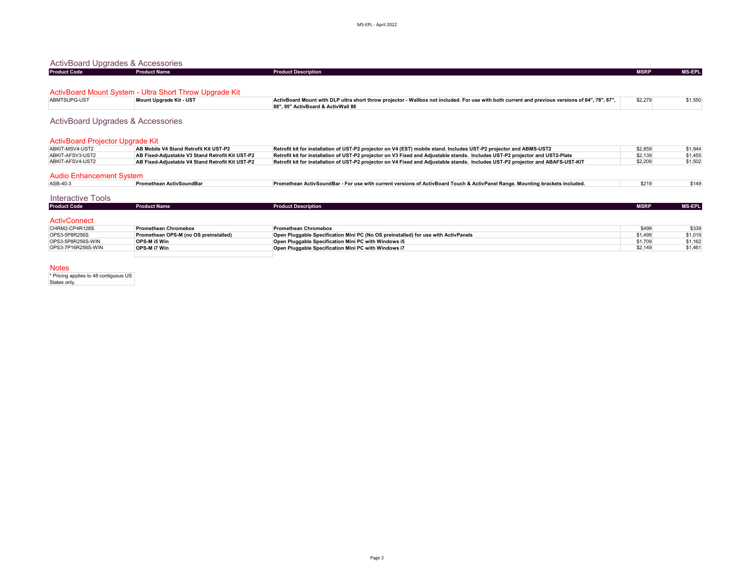## ActivBoard Upgrades & Accessories

| Product Code | Product Name | Product Description | MSRP | MS-EPL |
|---|---|---|---|---|

### ActivBoard Mount System - Ultra Short Throw Upgrade Kit

| Product Code | Product Name | Product Description | MSRP | MS-EPL |
|---|---|---|---|---|
| ABMTSUPG-UST | **Mount Upgrade Kit - UST** | **ActivBoard Mount with DLP ultra short throw projector - Wallbox not included. For use with both current and previous versions of 64", 78", 87", 88", 95" ActivBoard & ActivWall 88** | $2,279 | $1,550 |

## ActivBoard Upgrades & Accessories

### ActivBoard Projector Upgrade Kit

| Product Code | Product Name | Product Description | MSRP | MS-EPL |
|---|---|---|---|---|
| ABKIT-MSV4-UST2 | **AB Mobile V4 Stand Retrofit Kit UST-P2** | **Retrofit kit for installation of UST-P2 projector on V4 (EST) mobile stand. Includes UST-P2 projector and ABMS-UST2** | $2,859 | $1,944 |
| ABKIT-AFSV3-UST2 | **AB Fixed-Adjustable V3 Stand Retrofit Kit UST-P2** | **Retrofit kit for installation of UST-P2 projector on V3 Fixed and Adjustable stands. Includes UST-P2 projector and UST2-Plate** | $2,139 | $1,455 |
| ABKIT-AFSV4-UST2 | **AB Fixed-Adjustable V4 Stand Retrofit Kit UST-P2** | **Retrofit kit for installation of UST-P2 projector on V4 Fixed and Adjustable stands. Includes UST-P2 projector and ABAFS-UST-KIT** | $2,209 | $1,502 |

### Audio Enhancement System

| Product Code | Product Name | Product Description | MSRP | MS-EPL |
|---|---|---|---|---|
| ASB-40-3 | **Promethean ActivSoundBar** | **Promethean ActivSoundBar - For use with current versions of ActivBoard Touch & ActivPanel Range. Mounting brackets included.** | $219 | $149 |

## Interactive Tools

| Product Code | Product Name | Product Description | MSRP | MS-EPL |
|---|---|---|---|---|

### ActivConnect

| Product Code | Product Name | Product Description | MSRP | MS-EPL |
|---|---|---|---|---|
| CHRM2-CP4R128S | **Promethean Chromebox** | **Promethean Chromebox** | $499 | $339 |
| OPS3-5P8R256S | **Promethean OPS-M (no OS preinstalled)** | **Open Pluggable Specification Mini PC (No OS preinstalled) for use with ActivPanels** | $1,499 | $1,019 |
| OPS3-5P8R256S-WIN | **OPS-M i5 Win** | **Open Pluggable Specification Mini PC with Windows i5** | $1,709 | $1,162 |
| OPS3-7P16R256S-WIN | **OPS-M i7 Win** | **Open Pluggable Specification Mini PC with Windows i7** | $2,149 | $1,461 |

### Notes

* Pricing applies to 48 contiguous US States only.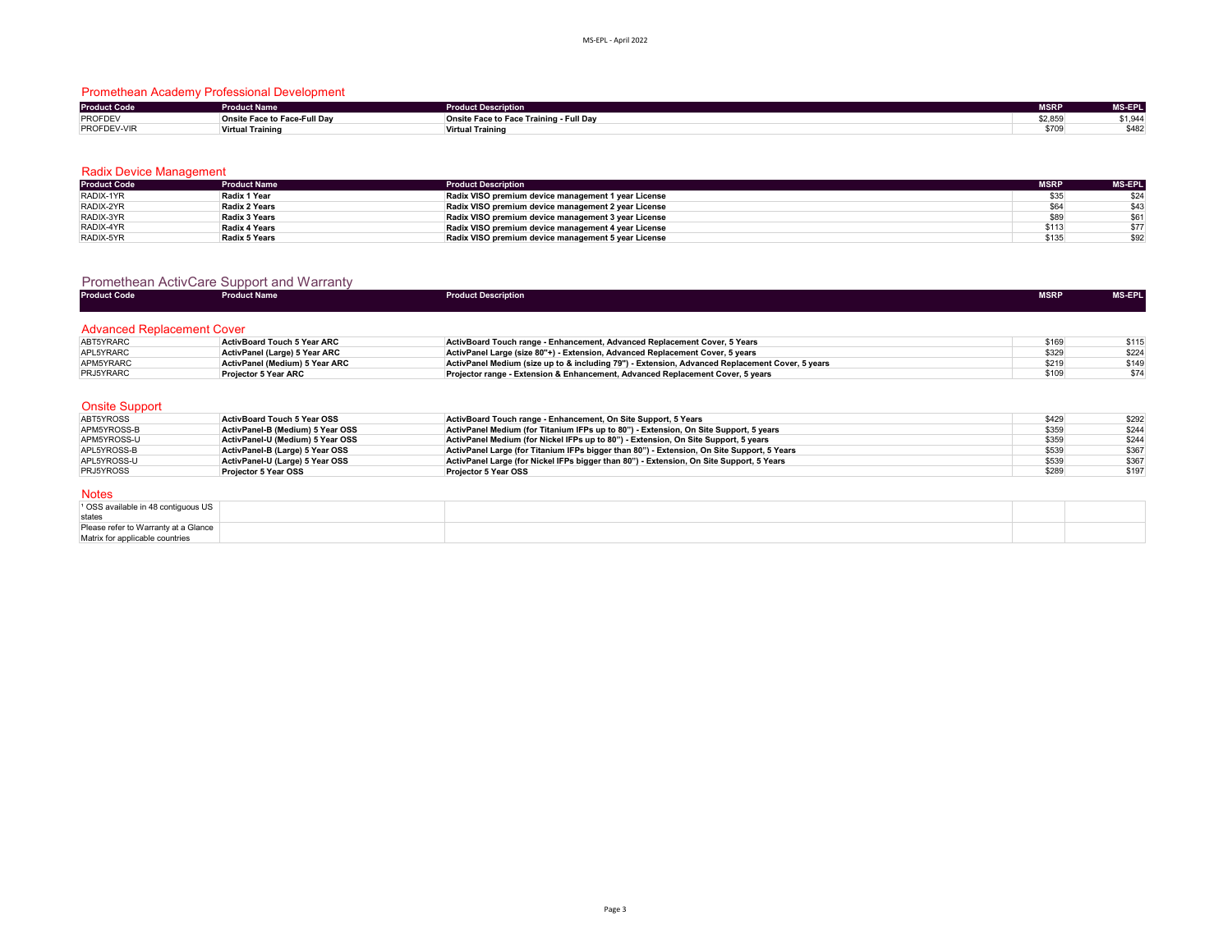## Promethean Academy Professional Development

| Product Code | Product Name | Product Description | MSRP | MS-EPL |
|---|---|---|---|---|
| PROFDEV | **Onsite Face to Face-Full Day** | **Onsite Face to Face Training - Full Day** | $2,859 | $1,944 |
| PROFDEV-VIR | **Virtual Training** | **Virtual Training** | $709 | $482 |

## Radix Device Management

| Product Code | Product Name | Product Description | MSRP | MS-EPL |
|---|---|---|---|---|
| RADIX-1YR | **Radix 1 Year** | **Radix VISO premium device management 1 year License** | $35 | $24 |
| RADIX-2YR | **Radix 2 Years** | **Radix VISO premium device management 2 year License** | $64 | $43 |
| RADIX-3YR | **Radix 3 Years** | **Radix VISO premium device management 3 year License** | $89 | $61 |
| RADIX-4YR | **Radix 4 Years** | **Radix VISO premium device management 4 year License** | $113 | $77 |
| RADIX-5YR | **Radix 5 Years** | **Radix VISO premium device management 5 year License** | $135 | $92 |

## Promethean ActivCare Support and Warranty

| Product Code | Product Name | Product Description | MSRP | MS-EPL |
|---|---|---|---|---|

### Advanced Replacement Cover

| Product Code | Product Name | Product Description | MSRP | MS-EPL |
|---|---|---|---|---|
| ABT5YRARC | **ActivBoard Touch 5 Year ARC** | **ActivBoard Touch range - Enhancement, Advanced Replacement Cover, 5 Years** | $169 | $115 |
| APL5YRARC | **ActivPanel (Large) 5 Year ARC** | **ActivPanel Large (size 80"+) - Extension, Advanced Replacement Cover, 5 years** | $329 | $224 |
| APM5YRARC | **ActivPanel (Medium) 5 Year ARC** | **ActivPanel Medium (size up to & including 79") - Extension, Advanced Replacement Cover, 5 years** | $219 | $149 |
| PRJ5YRARC | **Projector 5 Year ARC** | **Projector range - Extension & Enhancement, Advanced Replacement Cover, 5 years** | $109 | $74 |

### Onsite Support

| Product Code | Product Name | Product Description | MSRP | MS-EPL |
|---|---|---|---|---|
| ABT5YROSS | **ActivBoard Touch 5 Year OSS** | **ActivBoard Touch range - Enhancement, On Site Support, 5 Years** | $429 | $292 |
| APM5YROSS-B | **ActivPanel-B (Medium) 5 Year OSS** | **ActivPanel Medium (for Titanium IFPs up to 80") - Extension, On Site Support, 5 years** | $359 | $244 |
| APM5YROSS-U | **ActivPanel-U (Medium) 5 Year OSS** | **ActivPanel Medium (for Nickel IFPs up to 80") - Extension, On Site Support, 5 years** | $359 | $244 |
| APL5YROSS-B | **ActivPanel-B (Large) 5 Year OSS** | **ActivPanel Large (for Titanium IFPs bigger than 80") - Extension, On Site Support, 5 Years** | $539 | $367 |
| APL5YROSS-U | **ActivPanel-U (Large) 5 Year OSS** | **ActivPanel Large (for Nickel IFPs bigger than 80") - Extension, On Site Support, 5 Years** | $539 | $367 |
| PRJ5YROSS | **Projector 5 Year OSS** | **Projector 5 Year OSS** | $289 | $197 |

### Notes

[1] OSS available in 48 contiguous US states

Please refer to Warranty at a Glance Matrix for applicable countries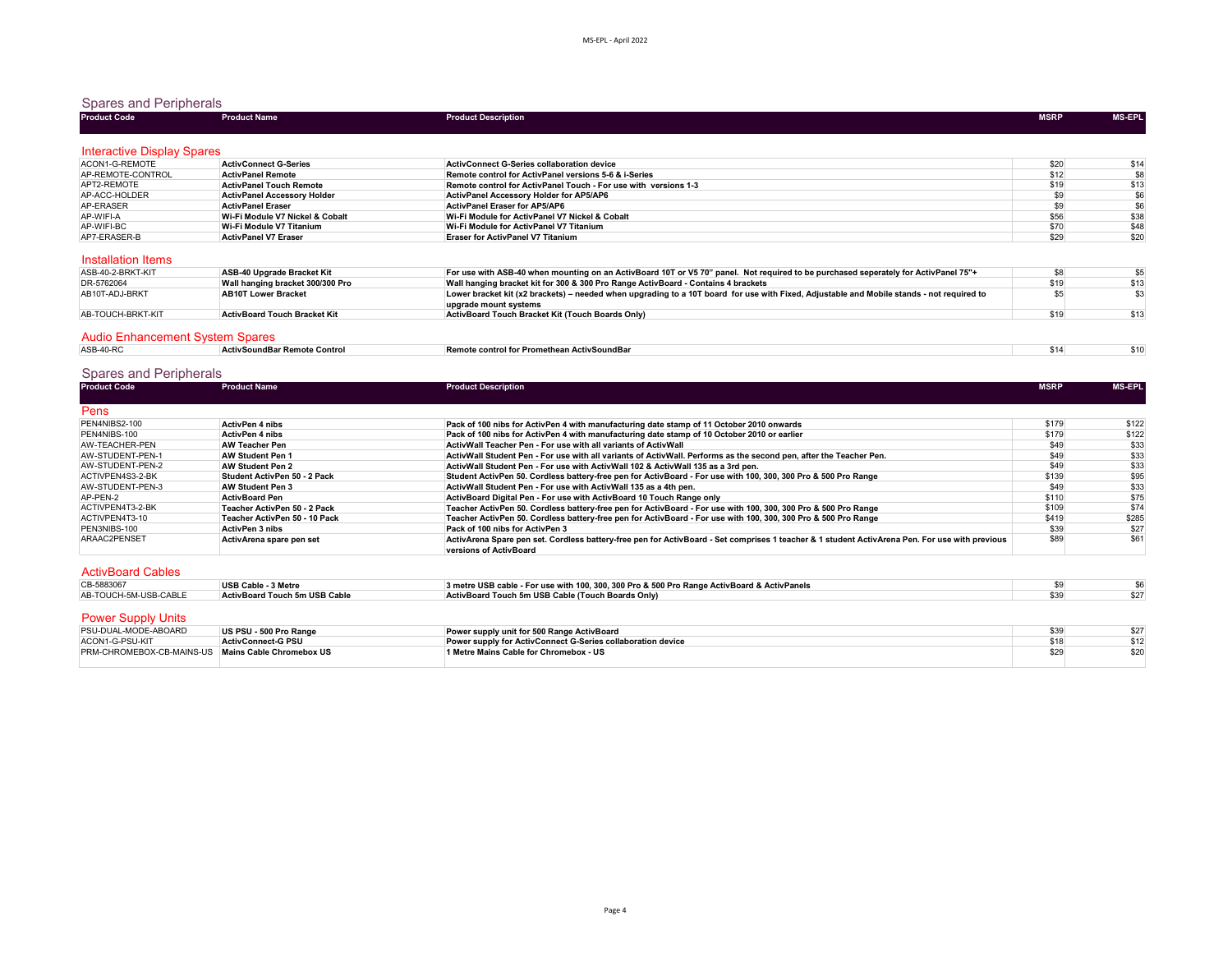## Spares and Peripherals

| Product Code | Product Name | Product Description | MSRP | MS-EPL |
|---|---|---|---|---|

### Interactive Display Spares

| Product Code | Product Name | Product Description | MSRP | MS-EPL |
|---|---|---|---|---|
| ACON1-G-REMOTE | ActivConnect G-Series | ActivConnect G-Series collaboration device | $20 | $14 |
| AP-REMOTE-CONTROL | ActivPanel Remote | Remote control for ActivPanel versions 5-6 & i-Series | $12 | $8 |
| APT2-REMOTE | ActivPanel Touch Remote | Remote control for ActivPanel Touch - For use with versions 1-3 | $19 | $13 |
| AP-ACC-HOLDER | ActivPanel Accessory Holder | ActivPanel Accessory Holder for AP5/AP6 | $9 | $6 |
| AP-ERASER | ActivPanel Eraser | ActivPanel Eraser for AP5/AP6 | $9 | $6 |
| AP-WIFI-A | Wi-Fi Module V7 Nickel & Cobalt | Wi-Fi Module for ActivPanel V7 Nickel & Cobalt | $56 | $38 |
| AP-WIFI-BC | Wi-Fi Module V7 Titanium | Wi-Fi Module for ActivPanel V7 Titanium | $70 | $48 |
| AP7-ERASER-B | ActivPanel V7 Eraser | Eraser for ActivPanel V7 Titanium | $29 | $20 |

### Installation Items

| Product Code | Product Name | Product Description | MSRP | MS-EPL |
|---|---|---|---|---|
| ASB-40-2-BRKT-KIT | ASB-40 Upgrade Bracket Kit | For use with ASB-40 when mounting on an ActivBoard 10T or V5 70" panel. Not required to be purchased seperately for ActivPanel 75"+ | $8 | $5 |
| DR-5762064 | Wall hanging bracket 300/300 Pro | Wall hanging bracket kit for 300 & 300 Pro Range ActivBoard - Contains 4 brackets | $19 | $13 |
| AB10T-ADJ-BRKT | AB10T Lower Bracket | Lower bracket kit (x2 brackets) – needed when upgrading to a 10T board for use with Fixed, Adjustable and Mobile stands - not required to upgrade mount systems | $5 | $3 |
| AB-TOUCH-BRKT-KIT | ActivBoard Touch Bracket Kit | ActivBoard Touch Bracket Kit (Touch Boards Only) | $19 | $13 |

### Audio Enhancement System Spares

| Product Code | Product Name | Product Description | MSRP | MS-EPL |
|---|---|---|---|---|
| ASB-40-RC | ActivSoundBar Remote Control | Remote control for Promethean ActivSoundBar | $14 | $10 |

## Spares and Peripherals

| Product Code | Product Name | Product Description | MSRP | MS-EPL |
|---|---|---|---|---|

### Pens

| Product Code | Product Name | Product Description | MSRP | MS-EPL |
|---|---|---|---|---|
| PEN4NIBS2-100 | ActivPen 4 nibs | Pack of 100 nibs for ActivPen 4 with manufacturing date stamp of 11 October 2010 onwards | $179 | $122 |
| PEN4NIBS-100 | ActivPen 4 nibs | Pack of 100 nibs for ActivPen 4 with manufacturing date stamp of 10 October 2010 or earlier | $179 | $122 |
| AW-TEACHER-PEN | AW Teacher Pen | ActivWall Teacher Pen - For use with all variants of ActivWall | $49 | $33 |
| AW-STUDENT-PEN-1 | AW Student Pen 1 | ActivWall Student Pen - For use with all variants of ActivWall. Performs as the second pen, after the Teacher Pen. | $49 | $33 |
| AW-STUDENT-PEN-2 | AW Student Pen 2 | ActivWall Student Pen - For use with ActivWall 102 & ActivWall 135 as a 3rd pen. | $49 | $33 |
| ACTIVPEN4S3-2-BK | Student ActivPen 50 - 2 Pack | Student ActivPen 50. Cordless battery-free pen for ActivBoard - For use with 100, 300, 300 Pro & 500 Pro Range | $139 | $95 |
| AW-STUDENT-PEN-3 | AW Student Pen 3 | ActivWall Student Pen - For use with ActivWall 135 as a 4th pen. | $49 | $33 |
| AP-PEN-2 | ActivBoard Pen | ActivBoard Digital Pen - For use with ActivBoard 10 Touch Range only | $110 | $75 |
| ACTIVPEN4T3-2-BK | Teacher ActivPen 50 - 2 Pack | Teacher ActivPen 50. Cordless battery-free pen for ActivBoard - For use with 100, 300, 300 Pro & 500 Pro Range | $109 | $74 |
| ACTIVPEN4T3-10 | Teacher ActivPen 50 - 10 Pack | Teacher ActivPen 50. Cordless battery-free pen for ActivBoard - For use with 100, 300, 300 Pro & 500 Pro Range | $419 | $285 |
| PEN3NIBS-100 | ActivPen 3 nibs | Pack of 100 nibs for ActivPen 3 | $39 | $27 |
| ARAAC2PENSET | ActivArena spare pen set | ActivArena Spare pen set. Cordless battery-free pen for ActivBoard - Set comprises 1 teacher & 1 student ActivArena Pen. For use with previous versions of ActivBoard | $89 | $61 |

### ActivBoard Cables

| Product Code | Product Name | Product Description | MSRP | MS-EPL |
|---|---|---|---|---|
| CB-5883067 | USB Cable - 3 Metre | 3 metre USB cable - For use with 100, 300, 300 Pro & 500 Pro Range ActivBoard & ActivPanels | $9 | $6 |
| AB-TOUCH-5M-USB-CABLE | ActivBoard Touch 5m USB Cable | ActivBoard Touch 5m USB Cable (Touch Boards Only) | $39 | $27 |

### Power Supply Units

| Product Code | Product Name | Product Description | MSRP | MS-EPL |
|---|---|---|---|---|
| PSU-DUAL-MODE-ABOARD | US PSU - 500 Pro Range | Power supply unit for 500 Range ActivBoard | $39 | $27 |
| ACON1-G-PSU-KIT | ActivConnect-G PSU | Power supply for ActivConnect G-Series collaboration device | $18 | $12 |
| PRM-CHROMEBOX-CB-MAINS-US | Mains Cable Chromebox US | 1 Metre Mains Cable for Chromebox - US | $29 | $20 |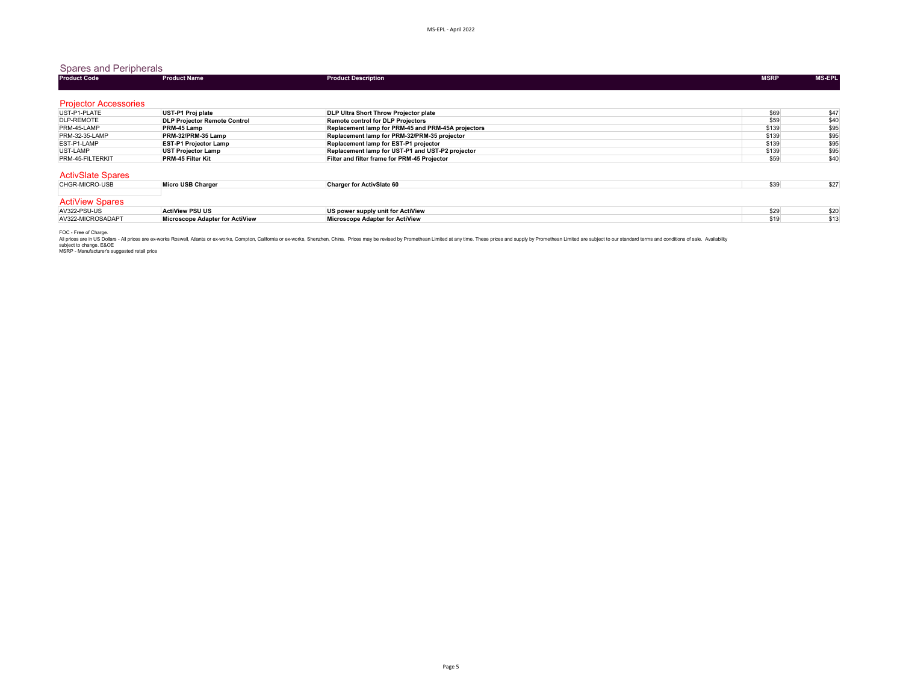## Spares and Peripherals

| Product Code | Product Name | Product Description | MSRP | MS-EPL |
|---|---|---|---|---|
| **Projector Accessories** | | | | |
| UST-P1-PLATE | **UST-P1 Proj plate** | **DLP Ultra Short Throw Projector plate** | $69 | $47 |
| DLP-REMOTE | **DLP Projector Remote Control** | **Remote control for DLP Projectors** | $59 | $40 |
| PRM-45-LAMP | **PRM-45 Lamp** | **Replacement lamp for PRM-45 and PRM-45A projectors** | $139 | $95 |
| PRM-32-35-LAMP | **PRM-32/PRM-35 Lamp** | **Replacement lamp for PRM-32/PRM-35 projector** | $139 | $95 |
| EST-P1-LAMP | **EST-P1 Projector Lamp** | **Replacement lamp for EST-P1 projector** | $139 | $95 |
| UST-LAMP | **UST Projector Lamp** | **Replacement lamp for UST-P1 and UST-P2 projector** | $139 | $95 |
| PRM-45-FILTERKIT | **PRM-45 Filter Kit** | **Filter and filter frame for PRM-45 Projector** | $59 | $40 |
| **ActivSlate Spares** | | | | |
| CHGR-MICRO-USB | **Micro USB Charger** | **Charger for ActivSlate 60** | $39 | $27 |
| **ActiView Spares** | | | | |
| AV322-PSU-US | **ActiView PSU US** | **US power supply unit for ActiView** | $29 | $20 |
| AV322-MICROSADAPT | **Microscope Adapter for ActiView** | **Microscope Adapter for ActiView** | $19 | $13 |

FOC - Free of Charge.

All prices are in US Dollars - All prices are ex-works Roswell, Atlanta or ex-works, Compton, California or ex-works, Shenzhen, China. Prices may be revised by Promethean Limited at any time. These prices and supply by Promethean Limited are subject to our standard terms and conditions of sale. Availability subject to change. E&OE

MSRP - Manufacturer's suggested retail price